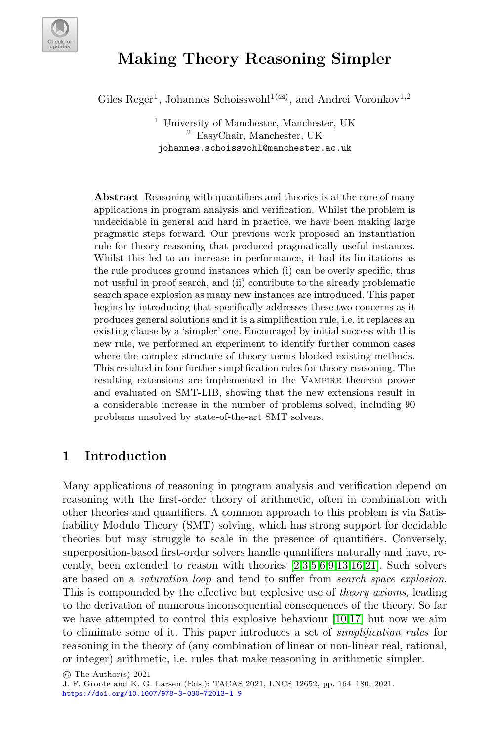# Making Theory Reasoning Simpler

Giles Reger[1], Johannes Schoisswohl[1(✉)], and Andrei Voronkov[1,2]

[1] University of Manchester, Manchester, UK
[2] EasyChair, Manchester, UK
johannes.schoisswohl@manchester.ac.uk

**Abstract** Reasoning with quantifiers and theories is at the core of many applications in program analysis and verification. Whilst the problem is undecidable in general and hard in practice, we have been making large pragmatic steps forward. Our previous work proposed an instantiation rule for theory reasoning that produced pragmatically useful instances. Whilst this led to an increase in performance, it had its limitations as the rule produces ground instances which (i) can be overly specific, thus not useful in proof search, and (ii) contribute to the already problematic search space explosion as many new instances are introduced. This paper begins by introducing that specifically addresses these two concerns as it produces general solutions and it is a simplification rule, i.e. it replaces an existing clause by a 'simpler' one. Encouraged by initial success with this new rule, we performed an experiment to identify further common cases where the complex structure of theory terms blocked existing methods. This resulted in four further simplification rules for theory reasoning. The resulting extensions are implemented in the Vampire theorem prover and evaluated on SMT-LIB, showing that the new extensions result in a considerable increase in the number of problems solved, including 90 problems unsolved by state-of-the-art SMT solvers.

## 1 Introduction

Many applications of reasoning in program analysis and verification depend on reasoning with the first-order theory of arithmetic, often in combination with other theories and quantifiers. A common approach to this problem is via Satisfiability Modulo Theory (SMT) solving, which has strong support for decidable theories but may struggle to scale in the presence of quantifiers. Conversely, superposition-based first-order solvers handle quantifiers naturally and have, recently, been extended to reason with theories [2,3,5,6,9,13,16,21]. Such solvers are based on a *saturation loop* and tend to suffer from *search space explosion*. This is compounded by the effective but explosive use of *theory axioms*, leading to the derivation of numerous inconsequential consequences of the theory. So far we have attempted to control this explosive behaviour [10,17] but now we aim to eliminate some of it. This paper introduces a set of *simplification rules* for reasoning in the theory of (any combination of linear or non-linear real, rational, or integer) arithmetic, i.e. rules that make reasoning in arithmetic simpler.

© The Author(s) 2021
J. F. Groote and K. G. Larsen (Eds.): TACAS 2021, LNCS 12652, pp. 164–180, 2021.
https://doi.org/10.1007/978-3-030-72013-1_9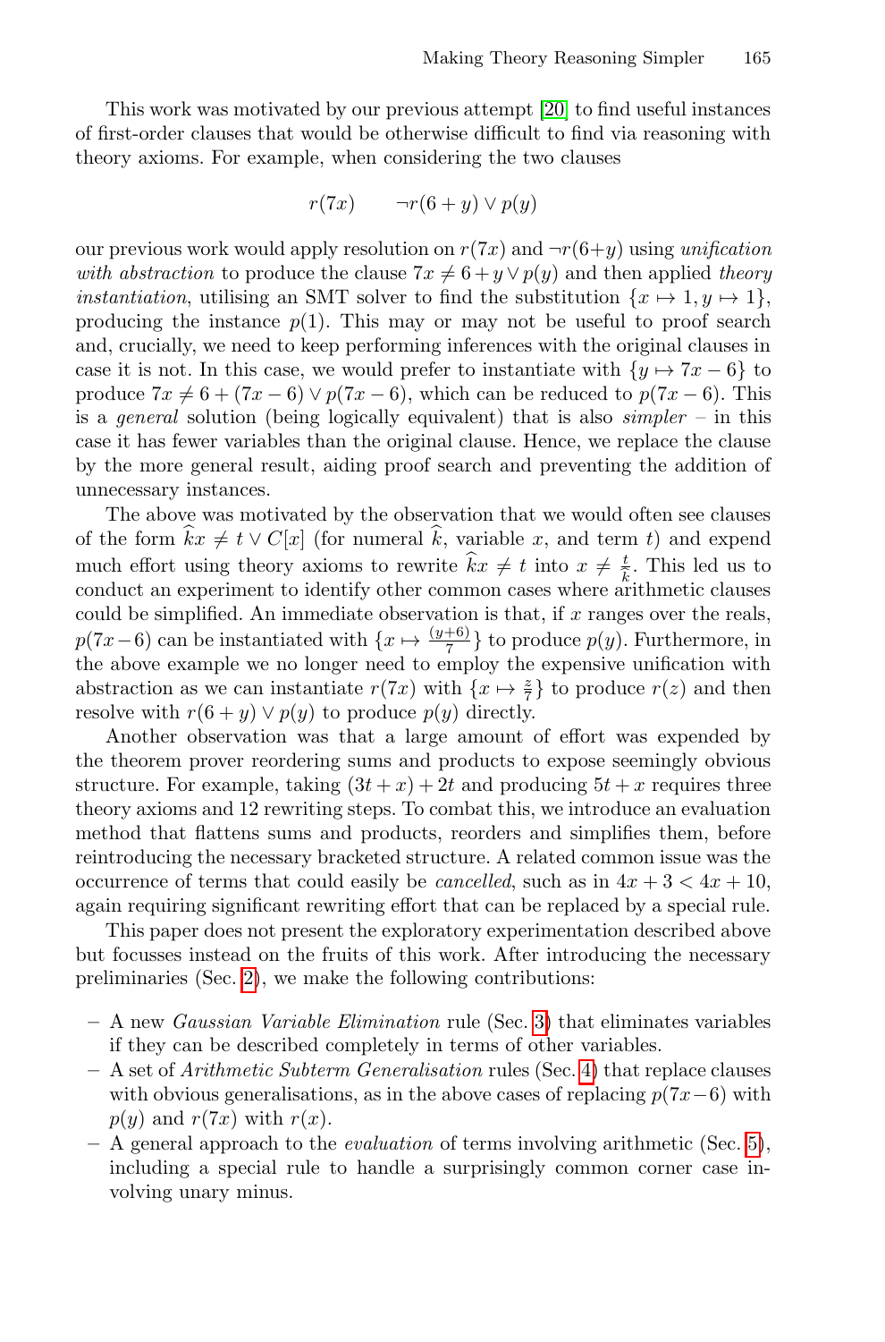This work was motivated by our previous attempt [20] to find useful instances of first-order clauses that would be otherwise difficult to find via reasoning with theory axioms. For example, when considering the two clauses

$$r(7x) \qquad \neg r(6+y) \vee p(y)$$

our previous work would apply resolution on $r(7x)$ and $\neg r(6+y)$ using *unification with abstraction* to produce the clause $7x \neq 6+y \vee p(y)$ and then applied *theory instantiation*, utilising an SMT solver to find the substitution $\{x \mapsto 1, y \mapsto 1\}$, producing the instance $p(1)$. This may or may not be useful to proof search and, crucially, we need to keep performing inferences with the original clauses in case it is not. In this case, we would prefer to instantiate with $\{y \mapsto 7x - 6\}$ to produce $7x \neq 6 + (7x-6) \vee p(7x-6)$, which can be reduced to $p(7x-6)$. This is a *general* solution (being logically equivalent) that is also *simpler* – in this case it has fewer variables than the original clause. Hence, we replace the clause by the more general result, aiding proof search and preventing the addition of unnecessary instances.

The above was motivated by the observation that we would often see clauses of the form $\widehat{k}x \neq t \vee C[x]$ (for numeral $\widehat{k}$, variable $x$, and term $t$) and expend much effort using theory axioms to rewrite $\widehat{k}x \neq t$ into $x \neq \frac{t}{k}$. This led us to conduct an experiment to identify other common cases where arithmetic clauses could be simplified. An immediate observation is that, if $x$ ranges over the reals, $p(7x-6)$ can be instantiated with $\{x \mapsto \frac{(y+6)}{7}\}$ to produce $p(y)$. Furthermore, in the above example we no longer need to employ the expensive unification with abstraction as we can instantiate $r(7x)$ with $\{x \mapsto \frac{z}{7}\}$ to produce $r(z)$ and then resolve with $r(6+y) \vee p(y)$ to produce $p(y)$ directly.

Another observation was that a large amount of effort was expended by the theorem prover reordering sums and products to expose seemingly obvious structure. For example, taking $(3t + x) + 2t$ and producing $5t + x$ requires three theory axioms and 12 rewriting steps. To combat this, we introduce an evaluation method that flattens sums and products, reorders and simplifies them, before reintroducing the necessary bracketed structure. A related common issue was the occurrence of terms that could easily be *cancelled*, such as in $4x + 3 < 4x + 10$, again requiring significant rewriting effort that can be replaced by a special rule.

This paper does not present the exploratory experimentation described above but focusses instead on the fruits of this work. After introducing the necessary preliminaries (Sec. 2), we make the following contributions:

- A new *Gaussian Variable Elimination* rule (Sec. 3) that eliminates variables if they can be described completely in terms of other variables.
- A set of *Arithmetic Subterm Generalisation* rules (Sec. 4) that replace clauses with obvious generalisations, as in the above cases of replacing $p(7x-6)$ with $p(y)$ and $r(7x)$ with $r(x)$.
- A general approach to the *evaluation* of terms involving arithmetic (Sec. 5), including a special rule to handle a surprisingly common corner case involving unary minus.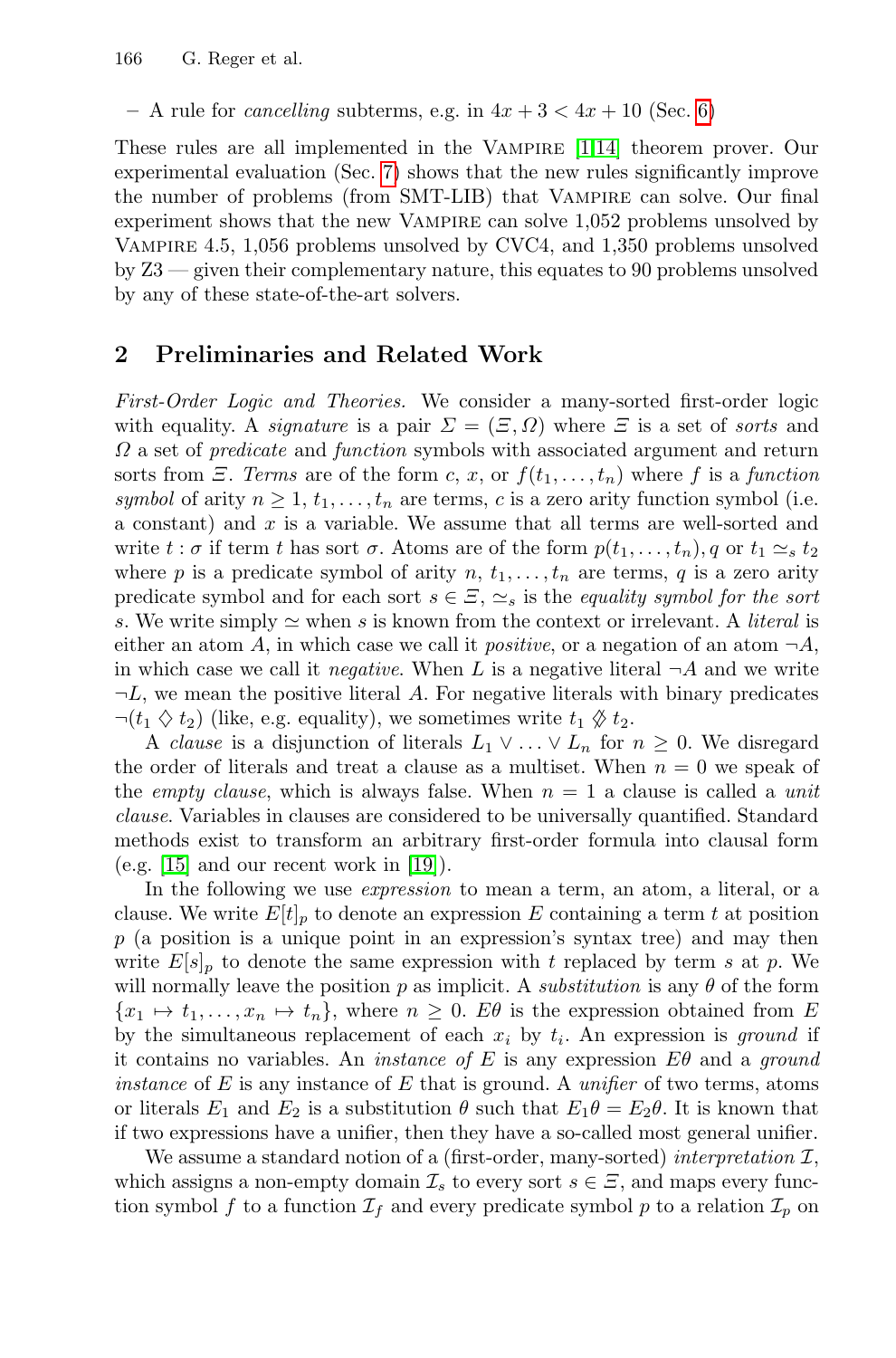– A rule for *cancelling* subterms, e.g. in $4x + 3 < 4x + 10$ (Sec. 6)

These rules are all implemented in the Vampire [1,14] theorem prover. Our experimental evaluation (Sec. 7) shows that the new rules significantly improve the number of problems (from SMT-LIB) that Vampire can solve. Our final experiment shows that the new Vampire can solve 1,052 problems unsolved by Vampire 4.5, 1,056 problems unsolved by CVC4, and 1,350 problems unsolved by Z3 — given their complementary nature, this equates to 90 problems unsolved by any of these state-of-the-art solvers.

## 2 Preliminaries and Related Work

*First-Order Logic and Theories.* We consider a many-sorted first-order logic with equality. A *signature* is a pair $\Sigma = (\Xi, \Omega)$ where $\Xi$ is a set of *sorts* and $\Omega$ a set of *predicate* and *function* symbols with associated argument and return sorts from $\Xi$. *Terms* are of the form $c$, $x$, or $f(t_1, \ldots, t_n)$ where $f$ is a *function symbol* of arity $n \geq 1$, $t_1, \ldots, t_n$ are terms, $c$ is a zero arity function symbol (i.e. a constant) and $x$ is a variable. We assume that all terms are well-sorted and write $t : \sigma$ if term $t$ has sort $\sigma$. Atoms are of the form $p(t_1, \ldots, t_n), q$ or $t_1 \simeq_s t_2$ where $p$ is a predicate symbol of arity $n$, $t_1, \ldots, t_n$ are terms, $q$ is a zero arity predicate symbol and for each sort $s \in \Xi$, $\simeq_s$ is the *equality symbol for the sort* $s$. We write simply $\simeq$ when $s$ is known from the context or irrelevant. A *literal* is either an atom $A$, in which case we call it *positive*, or a negation of an atom $\neg A$, in which case we call it *negative*. When $L$ is a negative literal $\neg A$ and we write $\neg L$, we mean the positive literal $A$. For negative literals with binary predicates $\neg(t_1 \diamondsuit t_2)$ (like, e.g. equality), we sometimes write $t_1 \not\diamondsuit t_2$.

A *clause* is a disjunction of literals $L_1 \vee \ldots \vee L_n$ for $n \geq 0$. We disregard the order of literals and treat a clause as a multiset. When $n = 0$ we speak of the *empty clause*, which is always false. When $n = 1$ a clause is called a *unit clause*. Variables in clauses are considered to be universally quantified. Standard methods exist to transform an arbitrary first-order formula into clausal form (e.g. [15] and our recent work in [19]).

In the following we use *expression* to mean a term, an atom, a literal, or a clause. We write $E[t]_p$ to denote an expression $E$ containing a term $t$ at position $p$ (a position is a unique point in an expression's syntax tree) and may then write $E[s]_p$ to denote the same expression with $t$ replaced by term $s$ at $p$. We will normally leave the position $p$ as implicit. A *substitution* is any $\theta$ of the form $\{x_1 \mapsto t_1, \ldots, x_n \mapsto t_n\}$, where $n \geq 0$. $E\theta$ is the expression obtained from $E$ by the simultaneous replacement of each $x_i$ by $t_i$. An expression is *ground* if it contains no variables. An *instance of* $E$ is any expression $E\theta$ and a *ground instance* of $E$ is any instance of $E$ that is ground. A *unifier* of two terms, atoms or literals $E_1$ and $E_2$ is a substitution $\theta$ such that $E_1\theta = E_2\theta$. It is known that if two expressions have a unifier, then they have a so-called most general unifier.

We assume a standard notion of a (first-order, many-sorted) *interpretation* $\mathcal{I}$, which assigns a non-empty domain $\mathcal{I}_s$ to every sort $s \in \Xi$, and maps every function symbol $f$ to a function $\mathcal{I}_f$ and every predicate symbol $p$ to a relation $\mathcal{I}_p$ on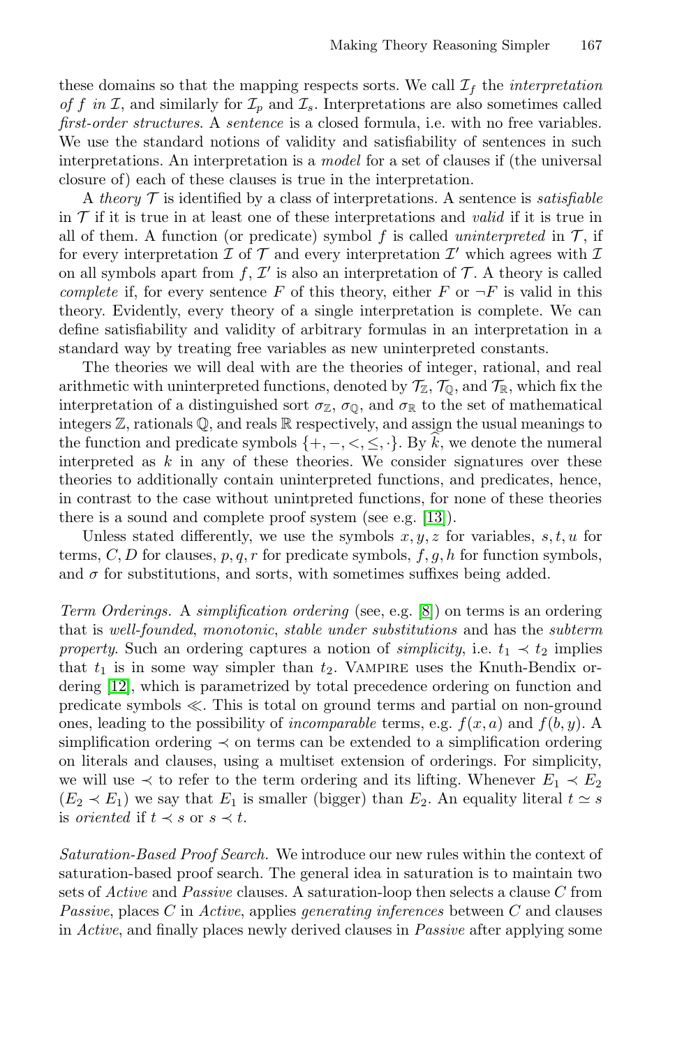these domains so that the mapping respects sorts. We call $\mathcal{I}_f$ the *interpretation of $f$ in $\mathcal{I}$*, and similarly for $\mathcal{I}_p$ and $\mathcal{I}_s$. Interpretations are also sometimes called *first-order structures*. A *sentence* is a closed formula, i.e. with no free variables. We use the standard notions of validity and satisfiability of sentences in such interpretations. An interpretation is a *model* for a set of clauses if (the universal closure of) each of these clauses is true in the interpretation.

A *theory* $\mathcal{T}$ is identified by a class of interpretations. A sentence is *satisfiable* in $\mathcal{T}$ if it is true in at least one of these interpretations and *valid* if it is true in all of them. A function (or predicate) symbol $f$ is called *uninterpreted* in $\mathcal{T}$, if for every interpretation $\mathcal{I}$ of $\mathcal{T}$ and every interpretation $\mathcal{I}'$ which agrees with $\mathcal{I}$ on all symbols apart from $f$, $\mathcal{I}'$ is also an interpretation of $\mathcal{T}$. A theory is called *complete* if, for every sentence $F$ of this theory, either $F$ or $\neg F$ is valid in this theory. Evidently, every theory of a single interpretation is complete. We can define satisfiability and validity of arbitrary formulas in an interpretation in a standard way by treating free variables as new uninterpreted constants.

The theories we will deal with are the theories of integer, rational, and real arithmetic with uninterpreted functions, denoted by $\mathcal{T}_\mathbb{Z}$, $\mathcal{T}_\mathbb{Q}$, and $\mathcal{T}_\mathbb{R}$, which fix the interpretation of a distinguished sort $\sigma_\mathbb{Z}$, $\sigma_\mathbb{Q}$, and $\sigma_\mathbb{R}$ to the set of mathematical integers $\mathbb{Z}$, rationals $\mathbb{Q}$, and reals $\mathbb{R}$ respectively, and assign the usual meanings to the function and predicate symbols $\{+, -, <, \leq, \cdot\}$. By $\widehat{k}$, we denote the numeral interpreted as $k$ in any of these theories. We consider signatures over these theories to additionally contain uninterpreted functions, and predicates, hence, in contrast to the case without unintpreted functions, for none of these theories there is a sound and complete proof system (see e.g. [13]).

Unless stated differently, we use the symbols $x, y, z$ for variables, $s, t, u$ for terms, $C, D$ for clauses, $p, q, r$ for predicate symbols, $f, g, h$ for function symbols, and $\sigma$ for substitutions, and sorts, with sometimes suffixes being added.

*Term Orderings.* A *simplification ordering* (see, e.g. [8]) on terms is an ordering that is *well-founded*, *monotonic*, *stable under substitutions* and has the *subterm property*. Such an ordering captures a notion of *simplicity*, i.e. $t_1 \prec t_2$ implies that $t_1$ is in some way simpler than $t_2$. Vampire uses the Knuth-Bendix ordering [12], which is parametrized by total precedence ordering on function and predicate symbols $\ll$. This is total on ground terms and partial on non-ground ones, leading to the possibility of *incomparable* terms, e.g. $f(x, a)$ and $f(b, y)$. A simplification ordering $\prec$ on terms can be extended to a simplification ordering on literals and clauses, using a multiset extension of orderings. For simplicity, we will use $\prec$ to refer to the term ordering and its lifting. Whenever $E_1 \prec E_2$ ($E_2 \prec E_1$) we say that $E_1$ is smaller (bigger) than $E_2$. An equality literal $t \simeq s$ is *oriented* if $t \prec s$ or $s \prec t$.

*Saturation-Based Proof Search.* We introduce our new rules within the context of saturation-based proof search. The general idea in saturation is to maintain two sets of *Active* and *Passive* clauses. A saturation-loop then selects a clause $C$ from *Passive*, places $C$ in *Active*, applies *generating inferences* between $C$ and clauses in *Active*, and finally places newly derived clauses in *Passive* after applying some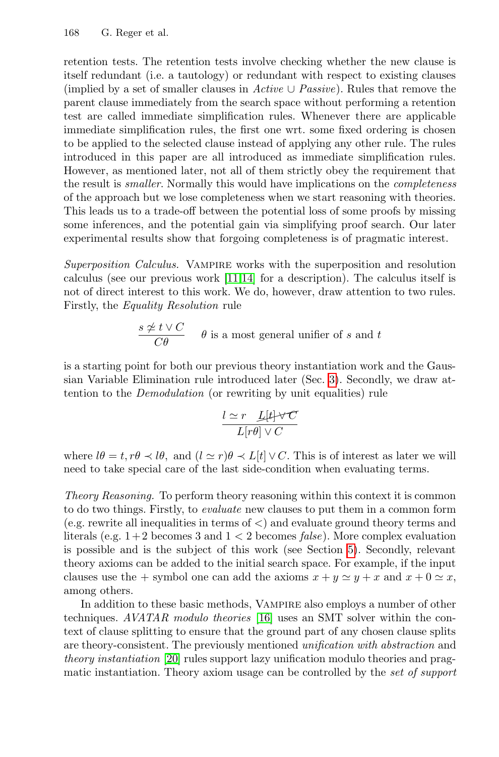retention tests. The retention tests involve checking whether the new clause is itself redundant (i.e. a tautology) or redundant with respect to existing clauses (implied by a set of smaller clauses in *Active* $\cup$ *Passive*). Rules that remove the parent clause immediately from the search space without performing a retention test are called immediate simplification rules. Whenever there are applicable immediate simplification rules, the first one wrt. some fixed ordering is chosen to be applied to the selected clause instead of applying any other rule. The rules introduced in this paper are all introduced as immediate simplification rules. However, as mentioned later, not all of them strictly obey the requirement that the result is *smaller*. Normally this would have implications on the *completeness* of the approach but we lose completeness when we start reasoning with theories. This leads us to a trade-off between the potential loss of some proofs by missing some inferences, and the potential gain via simplifying proof search. Our later experimental results show that forgoing completeness is of pragmatic interest.

*Superposition Calculus.* Vampire works with the superposition and resolution calculus (see our previous work [11,14] for a description). The calculus itself is not of direct interest to this work. We do, however, draw attention to two rules. Firstly, the *Equality Resolution* rule

$$\frac{s \not\simeq t \vee C}{C\theta} \quad \theta \text{ is a most general unifier of } s \text{ and } t$$

is a starting point for both our previous theory instantiation work and the Gaussian Variable Elimination rule introduced later (Sec. 3). Secondly, we draw attention to the *Demodulation* (or rewriting by unit equalities) rule

$$\frac{l \simeq r \quad \cancel{L[t] \vee C}}{L[r\theta] \vee C}$$

where $l\theta = t, r\theta \prec l\theta,$ and $(l \simeq r)\theta \prec L[t] \vee C$. This is of interest as later we will need to take special care of the last side-condition when evaluating terms.

*Theory Reasoning.* To perform theory reasoning within this context it is common to do two things. Firstly, to *evaluate* new clauses to put them in a common form (e.g. rewrite all inequalities in terms of $<$) and evaluate ground theory terms and literals (e.g. $1+2$ becomes 3 and $1 < 2$ becomes *false*). More complex evaluation is possible and is the subject of this work (see Section 5). Secondly, relevant theory axioms can be added to the initial search space. For example, if the input clauses use the $+$ symbol one can add the axioms $x + y \simeq y + x$ and $x + 0 \simeq x$, among others.

In addition to these basic methods, Vampire also employs a number of other techniques. *AVATAR modulo theories* [16] uses an SMT solver within the context of clause splitting to ensure that the ground part of any chosen clause splits are theory-consistent. The previously mentioned *unification with abstraction* and *theory instantiation* [20] rules support lazy unification modulo theories and pragmatic instantiation. Theory axiom usage can be controlled by the *set of support*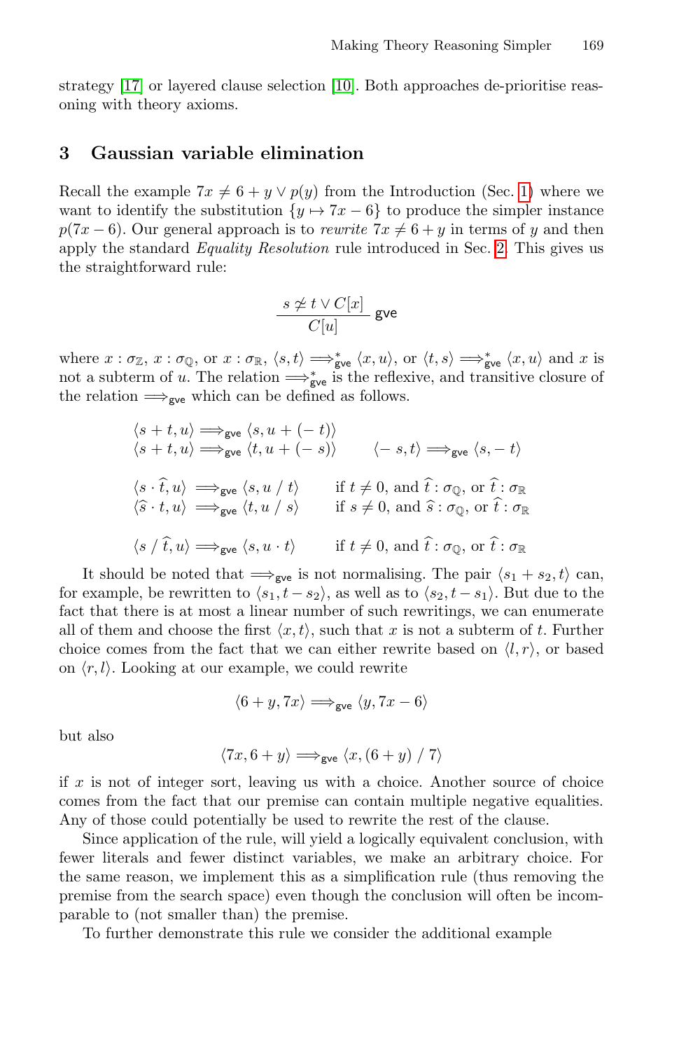strategy [17] or layered clause selection [10]. Both approaches de-prioritise reasoning with theory axioms.

## 3 Gaussian variable elimination

Recall the example $7x \neq 6 + y \vee p(y)$ from the Introduction (Sec. 1) where we want to identify the substitution $\{y \mapsto 7x - 6\}$ to produce the simpler instance $p(7x - 6)$. Our general approach is to *rewrite* $7x \neq 6 + y$ in terms of $y$ and then apply the standard *Equality Resolution* rule introduced in Sec. 2. This gives us the straightforward rule:

$$\frac{s \not\simeq t \vee C[x]}{C[u]} \; \mathsf{gve}$$

where $x : \sigma_{\mathbb{Z}}$, $x : \sigma_{\mathbb{Q}}$, or $x : \sigma_{\mathbb{R}}$, $\langle s, t \rangle \Longrightarrow^*_{\mathsf{gve}} \langle x, u \rangle$, or $\langle t, s \rangle \Longrightarrow^*_{\mathsf{gve}} \langle x, u \rangle$ and $x$ is not a subterm of $u$. The relation $\Longrightarrow^*_{\mathsf{gve}}$ is the reflexive, and transitive closure of the relation $\Longrightarrow_{\mathsf{gve}}$ which can be defined as follows.

$$\begin{array}{ll}
\langle s + t, u \rangle \Longrightarrow_{\mathsf{gve}} \langle s, u + (-\, t) \rangle & \\
\langle s + t, u \rangle \Longrightarrow_{\mathsf{gve}} \langle t, u + (-\, s) \rangle & \langle -\, s, t \rangle \Longrightarrow_{\mathsf{gve}} \langle s, -\, t \rangle \\
& \\
\langle s \cdot \widehat{t}, u \rangle \Longrightarrow_{\mathsf{gve}} \langle s, u \;/\; t \rangle & \text{if } t \neq 0, \text{ and } \widehat{t} : \sigma_{\mathbb{Q}}, \text{ or } \widehat{t} : \sigma_{\mathbb{R}} \\
\langle \widehat{s} \cdot t, u \rangle \Longrightarrow_{\mathsf{gve}} \langle t, u \;/\; s \rangle & \text{if } s \neq 0, \text{ and } \widehat{s} : \sigma_{\mathbb{Q}}, \text{ or } \widehat{t} : \sigma_{\mathbb{R}} \\
& \\
\langle s \;/\; \widehat{t}, u \rangle \Longrightarrow_{\mathsf{gve}} \langle s, u \cdot t \rangle & \text{if } t \neq 0, \text{ and } \widehat{t} : \sigma_{\mathbb{Q}}, \text{ or } \widehat{t} : \sigma_{\mathbb{R}}
\end{array}$$

It should be noted that $\Longrightarrow_{\mathsf{gve}}$ is not normalising. The pair $\langle s_1 + s_2, t \rangle$ can, for example, be rewritten to $\langle s_1, t - s_2 \rangle$, as well as to $\langle s_2, t - s_1 \rangle$. But due to the fact that there is at most a linear number of such rewritings, we can enumerate all of them and choose the first $\langle x, t \rangle$, such that $x$ is not a subterm of $t$. Further choice comes from the fact that we can either rewrite based on $\langle l, r \rangle$, or based on $\langle r, l \rangle$. Looking at our example, we could rewrite

$$\langle 6 + y, 7x \rangle \Longrightarrow_{\mathsf{gve}} \langle y, 7x - 6 \rangle$$

but also

$$\langle 7x, 6 + y \rangle \Longrightarrow_{\mathsf{gve}} \langle x, (6 + y) \;/\; 7 \rangle$$

if $x$ is not of integer sort, leaving us with a choice. Another source of choice comes from the fact that our premise can contain multiple negative equalities. Any of those could potentially be used to rewrite the rest of the clause.

Since application of the rule, will yield a logically equivalent conclusion, with fewer literals and fewer distinct variables, we make an arbitrary choice. For the same reason, we implement this as a simplification rule (thus removing the premise from the search space) even though the conclusion will often be incomparable to (not smaller than) the premise.

To further demonstrate this rule we consider the additional example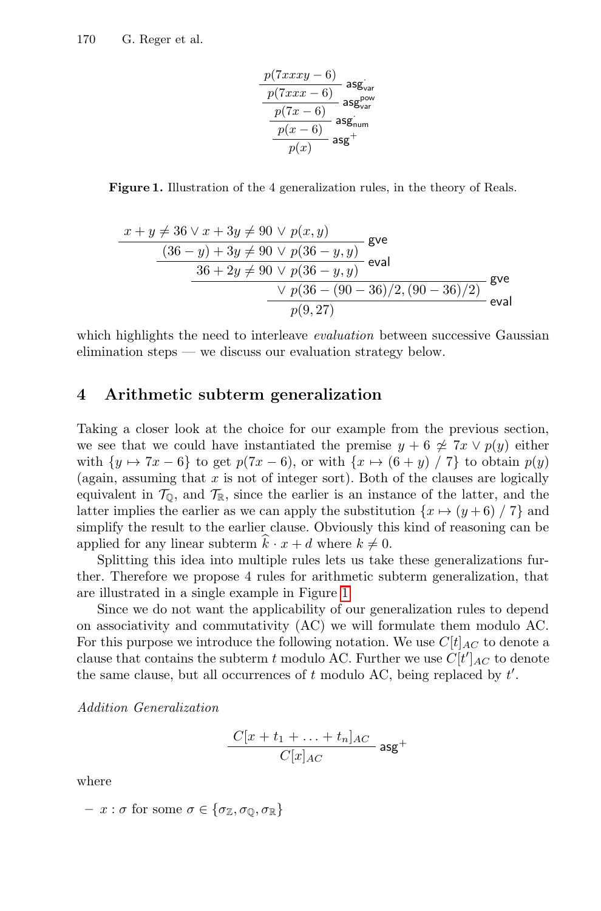$$\cfrac{\cfrac{\cfrac{\cfrac{p(7xxxy - 6)}{p(7xxx - 6)}\ \mathsf{asg}^{\cdot}_{\mathsf{var}}}{p(7x - 6)}\ \mathsf{asg}^{\mathsf{pow}}_{\mathsf{var}}}{p(x - 6)}\ \mathsf{asg}^{\cdot}_{\mathsf{num}}}{p(x)}\ \mathsf{asg}^{+}$$

**Figure 1.** Illustration of the 4 generalization rules, in the theory of Reals.

$$\cfrac{\cfrac{\cfrac{\cfrac{x + y \neq 36 \vee x + 3y \neq 90 \vee p(x, y)}{(36 - y) + 3y \neq 90 \vee p(36 - y, y)}\ \mathsf{gve}}{36 + 2y \neq 90 \vee p(36 - y, y)}\ \mathsf{eval}}{\vee\ p(36 - (90 - 36)/2, (90 - 36)/2)}\ \mathsf{gve}}{p(9, 27)}\ \mathsf{eval}$$

which highlights the need to interleave *evaluation* between successive Gaussian elimination steps — we discuss our evaluation strategy below.

## 4 Arithmetic subterm generalization

Taking a closer look at the choice for our example from the previous section, we see that we could have instantiated the premise $y + 6 \not\approx 7x \vee p(y)$ either with $\{y \mapsto 7x - 6\}$ to get $p(7x - 6)$, or with $\{x \mapsto (6 + y)\ /\ 7\}$ to obtain $p(y)$ (again, assuming that $x$ is not of integer sort). Both of the clauses are logically equivalent in $\mathcal{T}_{\mathbb{Q}}$, and $\mathcal{T}_{\mathbb{R}}$, since the earlier is an instance of the latter, and the latter implies the earlier as we can apply the substitution $\{x \mapsto (y+6)\ /\ 7\}$ and simplify the result to the earlier clause. Obviously this kind of reasoning can be applied for any linear subterm $\widehat{k} \cdot x + d$ where $k \neq 0$.

Splitting this idea into multiple rules lets us take these generalizations further. Therefore we propose 4 rules for arithmetic subterm generalization, that are illustrated in a single example in Figure 1.

Since we do not want the applicability of our generalization rules to depend on associativity and commutativity (AC) we will formulate them modulo AC. For this purpose we introduce the following notation. We use $C[t]_{AC}$ to denote a clause that contains the subterm $t$ modulo AC. Further we use $C[t']_{AC}$ to denote the same clause, but all occurrences of $t$ modulo AC, being replaced by $t'$.

*Addition Generalization*

$$\frac{C[x + t_1 + \ldots + t_n]_{AC}}{C[x]_{AC}}\ \mathsf{asg}^{+}$$

where

- $x : \sigma$ for some $\sigma \in \{\sigma_{\mathbb{Z}}, \sigma_{\mathbb{Q}}, \sigma_{\mathbb{R}}\}$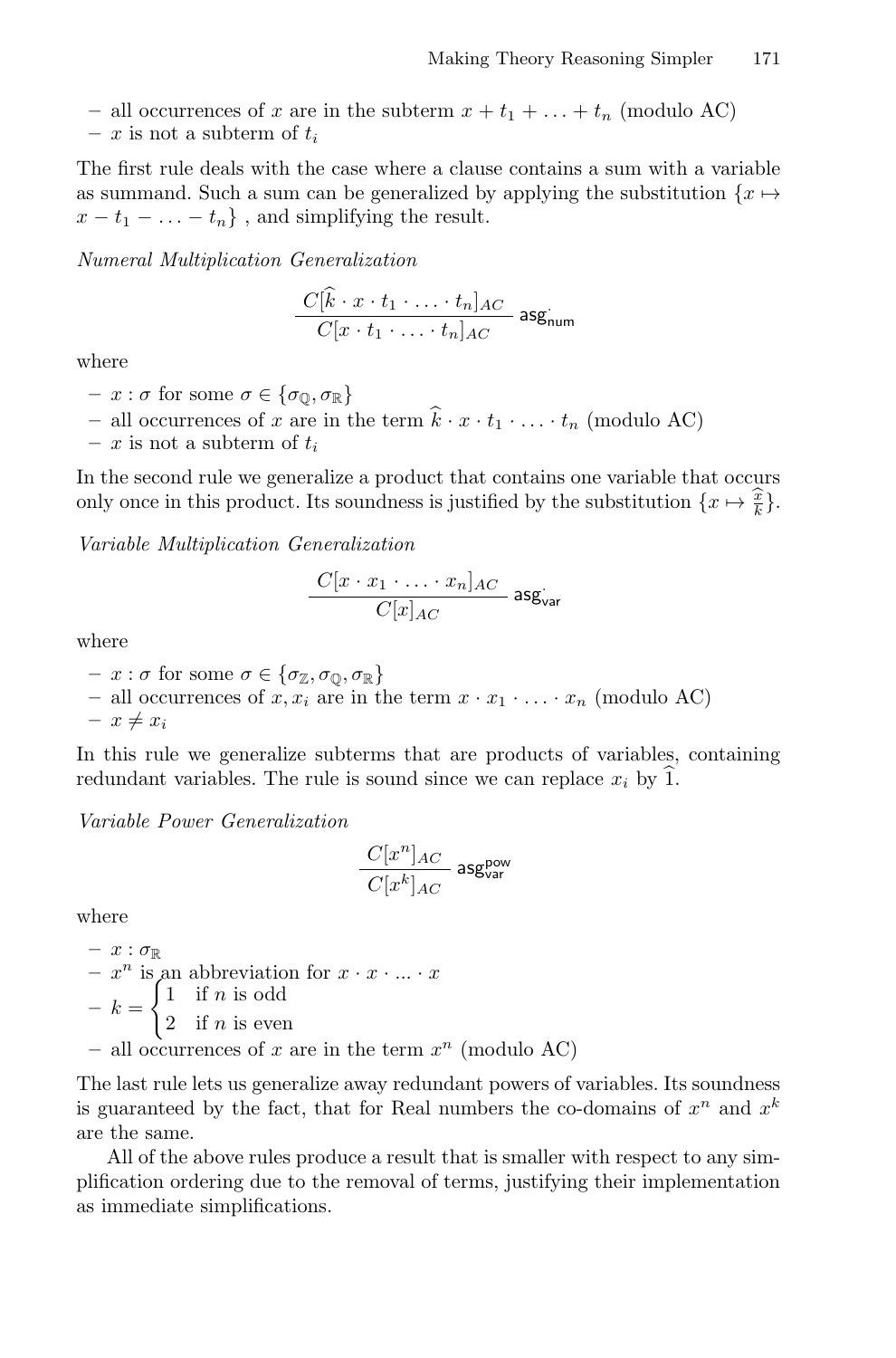- all occurrences of $x$ are in the subterm $x + t_1 + \ldots + t_n$ (modulo AC)
- $x$ is not a subterm of $t_i$

The first rule deals with the case where a clause contains a sum with a variable as summand. Such a sum can be generalized by applying the substitution $\{x \mapsto x - t_1 - \ldots - t_n\}$ , and simplifying the result.

*Numeral Multiplication Generalization*

$$\frac{C[\widehat{k} \cdot x \cdot t_1 \cdot \ldots \cdot t_n]_{AC}}{C[x \cdot t_1 \cdot \ldots \cdot t_n]_{AC}} \ \mathsf{asg}^{\cdot}_{\mathsf{num}}$$

where

- $x : \sigma$ for some $\sigma \in \{\sigma_{\mathbb{Q}}, \sigma_{\mathbb{R}}\}$
- all occurrences of $x$ are in the term $\widehat{k} \cdot x \cdot t_1 \cdot \ldots \cdot t_n$ (modulo AC)
- $x$ is not a subterm of $t_i$

In the second rule we generalize a product that contains one variable that occurs only once in this product. Its soundness is justified by the substitution $\{x \mapsto \frac{x}{\widehat{k}}\}$.

*Variable Multiplication Generalization*

$$\frac{C[x \cdot x_1 \cdot \ldots \cdot x_n]_{AC}}{C[x]_{AC}} \ \mathsf{asg}^{\cdot}_{\mathsf{var}}$$

where

- $x : \sigma$ for some $\sigma \in \{\sigma_{\mathbb{Z}}, \sigma_{\mathbb{Q}}, \sigma_{\mathbb{R}}\}$
- all occurrences of $x, x_i$ are in the term $x \cdot x_1 \cdot \ldots \cdot x_n$ (modulo AC)
- $x \neq x_i$

In this rule we generalize subterms that are products of variables, containing redundant variables. The rule is sound since we can replace $x_i$ by $\widehat{1}$.

*Variable Power Generalization*

$$\frac{C[x^n]_{AC}}{C[x^k]_{AC}} \ \mathsf{asg}^{\mathsf{pow}}_{\mathsf{var}}$$

where

- $x : \sigma_{\mathbb{R}}$
- $x^n$ is an abbreviation for $x \cdot x \cdot ... \cdot x$
- $k = \begin{cases} 1 & \text{if } n \text{ is odd} \\ 2 & \text{if } n \text{ is even} \end{cases}$
- all occurrences of $x$ are in the term $x^n$ (modulo AC)

The last rule lets us generalize away redundant powers of variables. Its soundness is guaranteed by the fact, that for Real numbers the co-domains of $x^n$ and $x^k$ are the same.

All of the above rules produce a result that is smaller with respect to any simplification ordering due to the removal of terms, justifying their implementation as immediate simplifications.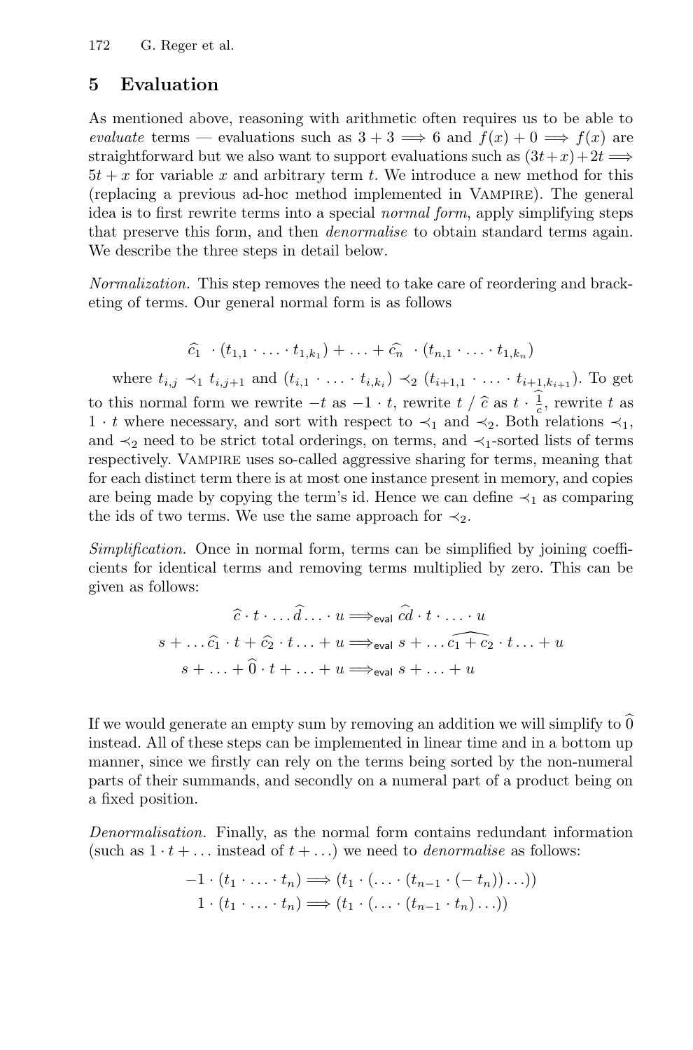## 5 Evaluation

As mentioned above, reasoning with arithmetic often requires us to be able to *evaluate* terms — evaluations such as $3+3 \Longrightarrow 6$ and $f(x)+0 \Longrightarrow f(x)$ are straightforward but we also want to support evaluations such as $(3t+x)+2t \Longrightarrow 5t+x$ for variable $x$ and arbitrary term $t$. We introduce a new method for this (replacing a previous ad-hoc method implemented in Vampire). The general idea is to first rewrite terms into a special *normal form*, apply simplifying steps that preserve this form, and then *denormalise* to obtain standard terms again. We describe the three steps in detail below.

*Normalization.* This step removes the need to take care of reordering and bracketing of terms. Our general normal form is as follows

$$\widehat{c_1} \ \cdot (t_{1,1} \cdot \ldots \cdot t_{1,k_1}) + \ldots + \widehat{c_n} \ \cdot (t_{n,1} \cdot \ldots \cdot t_{1,k_n})$$

where $t_{i,j} \prec_1 t_{i,j+1}$ and $(t_{i,1} \cdot \ldots \cdot t_{i,k_i}) \prec_2 (t_{i+1,1} \cdot \ldots \cdot t_{i+1,k_{i+1}})$. To get to this normal form we rewrite $-t$ as $-1 \cdot t$, rewrite $t \ / \ \widehat{c}$ as $t \cdot \widehat{\frac{1}{c}}$, rewrite $t$ as $1 \cdot t$ where necessary, and sort with respect to $\prec_1$ and $\prec_2$. Both relations $\prec_1$, and $\prec_2$ need to be strict total orderings, on terms, and $\prec_1$-sorted lists of terms respectively. Vampire uses so-called aggressive sharing for terms, meaning that for each distinct term there is at most one instance present in memory, and copies are being made by copying the term's id. Hence we can define $\prec_1$ as comparing the ids of two terms. We use the same approach for $\prec_2$.

*Simplification.* Once in normal form, terms can be simplified by joining coefficients for identical terms and removing terms multiplied by zero. This can be given as follows:

$$\widehat{c} \cdot t \cdot \ldots \widehat{d} \ldots \cdot u \Longrightarrow_{\mathsf{eval}} \widehat{cd} \cdot t \cdot \ldots \cdot u$$

$$s + \ldots \widehat{c_1} \cdot t + \widehat{c_2} \cdot t \ldots + u \Longrightarrow_{\mathsf{eval}} s + \ldots \widehat{c_1 + c_2} \cdot t \ldots + u$$

$$s + \ldots + \widehat{0} \cdot t + \ldots + u \Longrightarrow_{\mathsf{eval}} s + \ldots + u$$

If we would generate an empty sum by removing an addition we will simplify to $\widehat{0}$ instead. All of these steps can be implemented in linear time and in a bottom up manner, since we firstly can rely on the terms being sorted by the non-numeral parts of their summands, and secondly on a numeral part of a product being on a fixed position.

*Denormalisation.* Finally, as the normal form contains redundant information (such as $1 \cdot t + \ldots$ instead of $t + \ldots$) we need to *denormalise* as follows:

$$-1 \cdot (t_1 \cdot \ldots \cdot t_n) \Longrightarrow (t_1 \cdot (\ldots \cdot (t_{n-1} \cdot (-\, t_n)) \ldots))$$

$$1 \cdot (t_1 \cdot \ldots \cdot t_n) \Longrightarrow (t_1 \cdot (\ldots \cdot (t_{n-1} \cdot t_n) \ldots))$$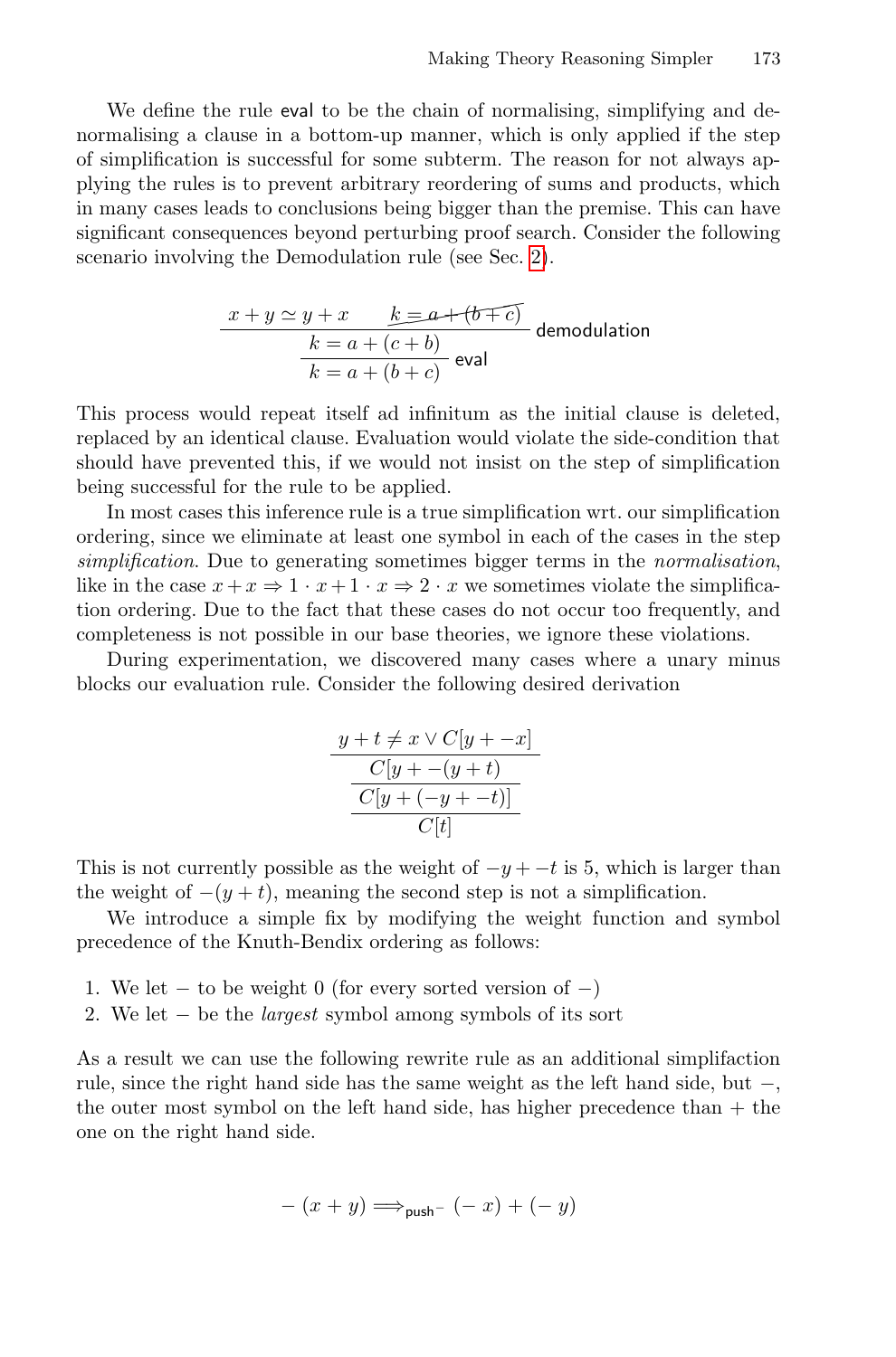We define the rule eval to be the chain of normalising, simplifying and denormalising a clause in a bottom-up manner, which is only applied if the step of simplification is successful for some subterm. The reason for not always applying the rules is to prevent arbitrary reordering of sums and products, which in many cases leads to conclusions being bigger than the premise. This can have significant consequences beyond perturbing proof search. Consider the following scenario involving the Demodulation rule (see Sec. 2).

$$\dfrac{\dfrac{x + y \simeq y + x \qquad \cancel{k = a + (b + c)}}{k = a + (c + b)}\,\mathsf{demodulation}}{k = a + (b + c)}\,\mathsf{eval}$$

This process would repeat itself ad infinitum as the initial clause is deleted, replaced by an identical clause. Evaluation would violate the side-condition that should have prevented this, if we would not insist on the step of simplification being successful for the rule to be applied.

In most cases this inference rule is a true simplification wrt. our simplification ordering, since we eliminate at least one symbol in each of the cases in the step *simplification*. Due to generating sometimes bigger terms in the *normalisation*, like in the case $x + x \Rightarrow 1 \cdot x + 1 \cdot x \Rightarrow 2 \cdot x$ we sometimes violate the simplification ordering. Due to the fact that these cases do not occur too frequently, and completeness is not possible in our base theories, we ignore these violations.

During experimentation, we discovered many cases where a unary minus blocks our evaluation rule. Consider the following desired derivation

$$\dfrac{\dfrac{\dfrac{y + t \neq x \vee C[y + -x]}{C[y + -(y + t)]}}{C[y + (-y + -t)]}}{C[t]}$$

This is not currently possible as the weight of $-y + -t$ is 5, which is larger than the weight of $-(y + t)$, meaning the second step is not a simplification.

We introduce a simple fix by modifying the weight function and symbol precedence of the Knuth-Bendix ordering as follows:

1. We let $-$ to be weight 0 (for every sorted version of $-$)
2. We let $-$ be the *largest* symbol among symbols of its sort

As a result we can use the following rewrite rule as an additional simplifaction rule, since the right hand side has the same weight as the left hand side, but $-$, the outer most symbol on the left hand side, has higher precedence than $+$ the one on the right hand side.

$$-\,(x + y) \Longrightarrow_{\mathsf{push}^-} (-\,x) + (-\,y)$$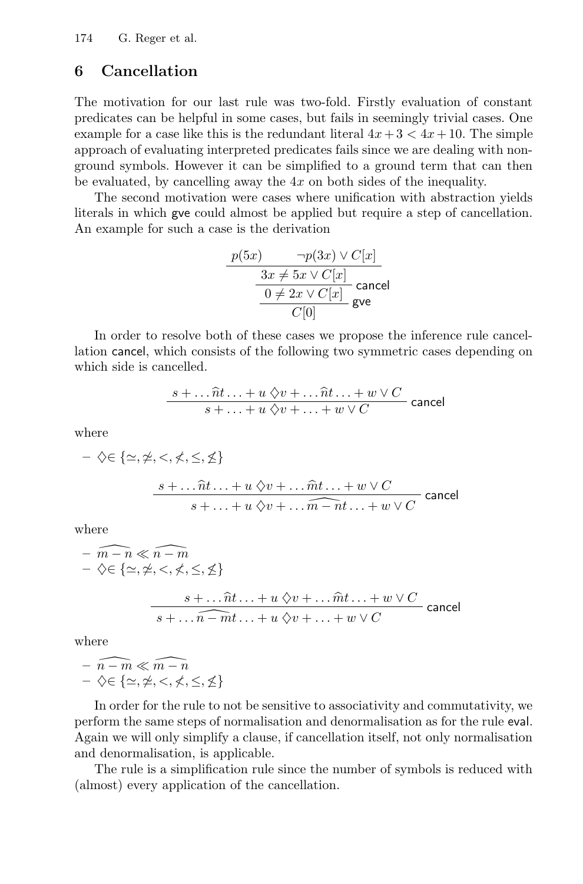## 6 Cancellation

The motivation for our last rule was two-fold. Firstly evaluation of constant predicates can be helpful in some cases, but fails in seemingly trivial cases. One example for a case like this is the redundant literal $4x + 3 < 4x + 10$. The simple approach of evaluating interpreted predicates fails since we are dealing with non-ground symbols. However it can be simplified to a ground term that can then be evaluated, by cancelling away the $4x$ on both sides of the inequality.

The second motivation were cases where unification with abstraction yields literals in which gve could almost be applied but require a step of cancellation. An example for such a case is the derivation

$$\dfrac{\dfrac{\dfrac{p(5x) \qquad \neg p(3x) \vee C[x]}{3x \not\simeq 5x \vee C[x]}}{0 \not\simeq 2x \vee C[x]}\,\mathsf{cancel}}{C[0]}\,\mathsf{gve}$$

In order to resolve both of these cases we propose the inference rule cancellation cancel, which consists of the following two symmetric cases depending on which side is cancelled.

$$\frac{s + \ldots \widehat{n}t \ldots + u \diamondsuit v + \ldots \widehat{n}t \ldots + w \vee C}{s + \ldots + u \diamondsuit v + \ldots + w \vee C}\,\mathsf{cancel}$$

where

- $\diamondsuit \in \{\simeq, \not\simeq, <, \not<, \leq, \not\leq\}$

$$\frac{s + \ldots \widehat{n}t \ldots + u \diamondsuit v + \ldots \widehat{m}t \ldots + w \vee C}{s + \ldots + u \diamondsuit v + \ldots \widehat{m-n}t \ldots + w \vee C}\,\mathsf{cancel}$$

where

- $\widehat{m-n} \ll \widehat{n-m}$
- $\diamondsuit \in \{\simeq, \not\simeq, <, \not<, \leq, \not\leq\}$

$$\frac{s + \ldots \widehat{n}t \ldots + u \diamondsuit v + \ldots \widehat{m}t \ldots + w \vee C}{s + \ldots \widehat{n-m}t \ldots + u \diamondsuit v + \ldots + w \vee C}\,\mathsf{cancel}$$

where

- $\widehat{n-m} \ll \widehat{m-n}$
- $\diamondsuit \in \{\simeq, \not\simeq, <, \not<, \leq, \not\leq\}$

In order for the rule to not be sensitive to associativity and commutativity, we perform the same steps of normalisation and denormalisation as for the rule eval. Again we will only simplify a clause, if cancellation itself, not only normalisation and denormalisation, is applicable.

The rule is a simplification rule since the number of symbols is reduced with (almost) every application of the cancellation.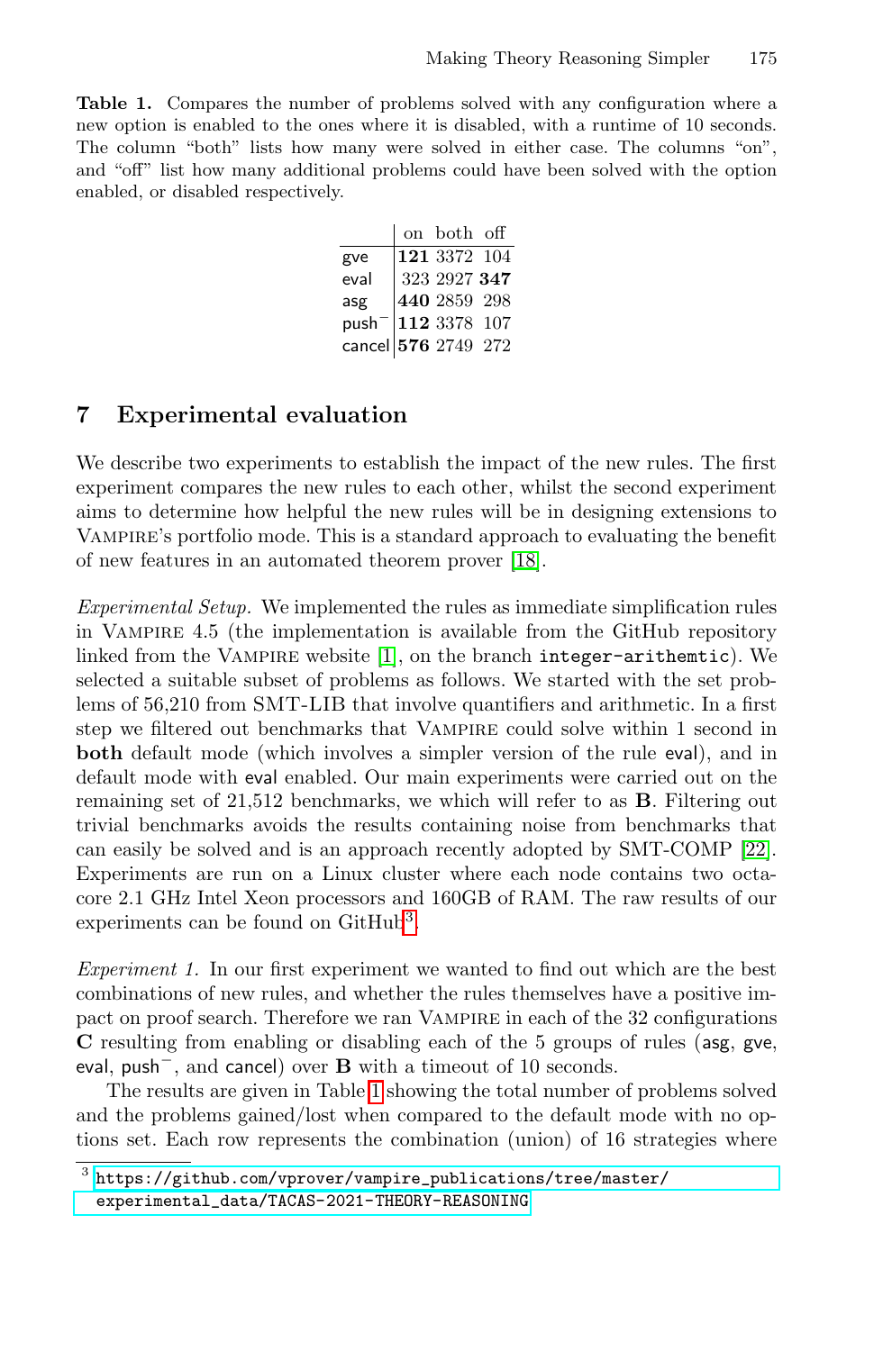**Table 1.** Compares the number of problems solved with any configuration where a new option is enabled to the ones where it is disabled, with a runtime of 10 seconds. The column "both" lists how many were solved in either case. The columns "on", and "off" list how many additional problems could have been solved with the option enabled, or disabled respectively.

| | on | both | off |
|---|---|---|---|
| gve | **121** | 3372 | 104 |
| eval | 323 | 2927 | **347** |
| asg | **440** | 2859 | 298 |
| push$^-$ | **112** | 3378 | 107 |
| cancel | **576** | 2749 | 272 |

## 7 Experimental evaluation

We describe two experiments to establish the impact of the new rules. The first experiment compares the new rules to each other, whilst the second experiment aims to determine how helpful the new rules will be in designing extensions to Vampire's portfolio mode. This is a standard approach to evaluating the benefit of new features in an automated theorem prover [18].

*Experimental Setup.* We implemented the rules as immediate simplification rules in Vampire 4.5 (the implementation is available from the GitHub repository linked from the Vampire website [1], on the branch `integer-arithemtic`). We selected a suitable subset of problems as follows. We started with the set problems of 56,210 from SMT-LIB that involve quantifiers and arithmetic. In a first step we filtered out benchmarks that Vampire could solve within 1 second in **both** default mode (which involves a simpler version of the rule eval), and in default mode with eval enabled. Our main experiments were carried out on the remaining set of 21,512 benchmarks, we which will refer to as **B**. Filtering out trivial benchmarks avoids the results containing noise from benchmarks that can easily be solved and is an approach recently adopted by SMT-COMP [22]. Experiments are run on a Linux cluster where each node contains two octa-core 2.1 GHz Intel Xeon processors and 160GB of RAM. The raw results of our experiments can be found on GitHub[3].

*Experiment 1.* In our first experiment we wanted to find out which are the best combinations of new rules, and whether the rules themselves have a positive impact on proof search. Therefore we ran Vampire in each of the 32 configurations **C** resulting from enabling or disabling each of the 5 groups of rules (asg, gve, eval, push$^-$, and cancel) over **B** with a timeout of 10 seconds.

The results are given in Table 1 showing the total number of problems solved and the problems gained/lost when compared to the default mode with no options set. Each row represents the combination (union) of 16 strategies where

[3] https://github.com/vprover/vampire_publications/tree/master/experimental_data/TACAS-2021-THEORY-REASONING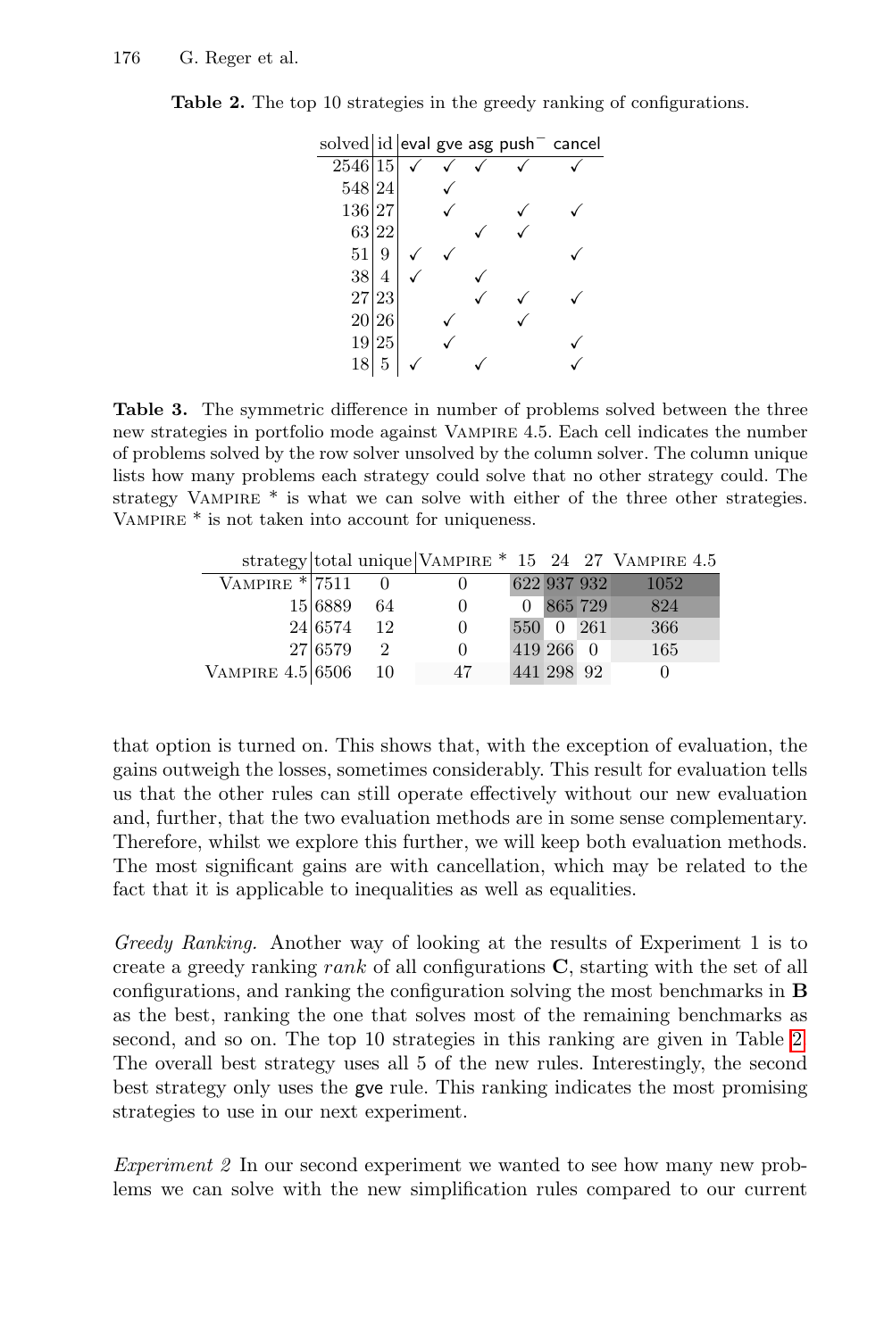**Table 2.** The top 10 strategies in the greedy ranking of configurations.

| solved | id | eval | gve | asg | push$^-$ | cancel |
|---|---|---|---|---|---|---|
| 2546 | 15 | ✓ | ✓ | ✓ | ✓ | ✓ |
| 548 | 24 | | ✓ | | | |
| 136 | 27 | | ✓ | | ✓ | ✓ |
| 63 | 22 | | | ✓ | ✓ | |
| 51 | 9 | ✓ | ✓ | | | ✓ |
| 38 | 4 | ✓ | | ✓ | | |
| 27 | 23 | | | ✓ | ✓ | ✓ |
| 20 | 26 | | ✓ | | ✓ | |
| 19 | 25 | | ✓ | | | ✓ |
| 18 | 5 | ✓ | | ✓ | | ✓ |

**Table 3.** The symmetric difference in number of problems solved between the three new strategies in portfolio mode against Vampire 4.5. Each cell indicates the number of problems solved by the row solver unsolved by the column solver. The column unique lists how many problems each strategy could solve that no other strategy could. The strategy Vampire * is what we can solve with either of the three other strategies. Vampire * is not taken into account for uniqueness.

| strategy | total | unique | Vampire * | 15 | 24 | 27 | Vampire 4.5 |
|---|---|---|---|---|---|---|---|
| Vampire * | 7511 | 0 | 0 | 622 | 937 | 932 | 1052 |
| 15 | 6889 | 64 | 0 | 0 | 865 | 729 | 824 |
| 24 | 6574 | 12 | 0 | 550 | 0 | 261 | 366 |
| 27 | 6579 | 2 | 0 | 419 | 266 | 0 | 165 |
| Vampire 4.5 | 6506 | 10 | 47 | 441 | 298 | 92 | 0 |

that option is turned on. This shows that, with the exception of evaluation, the gains outweigh the losses, sometimes considerably. This result for evaluation tells us that the other rules can still operate effectively without our new evaluation and, further, that the two evaluation methods are in some sense complementary. Therefore, whilst we explore this further, we will keep both evaluation methods. The most significant gains are with cancellation, which may be related to the fact that it is applicable to inequalities as well as equalities.

*Greedy Ranking.* Another way of looking at the results of Experiment 1 is to create a greedy ranking *rank* of all configurations **C**, starting with the set of all configurations, and ranking the configuration solving the most benchmarks in **B** as the best, ranking the one that solves most of the remaining benchmarks as second, and so on. The top 10 strategies in this ranking are given in Table 2. The overall best strategy uses all 5 of the new rules. Interestingly, the second best strategy only uses the gve rule. This ranking indicates the most promising strategies to use in our next experiment.

*Experiment 2* In our second experiment we wanted to see how many new problems we can solve with the new simplification rules compared to our current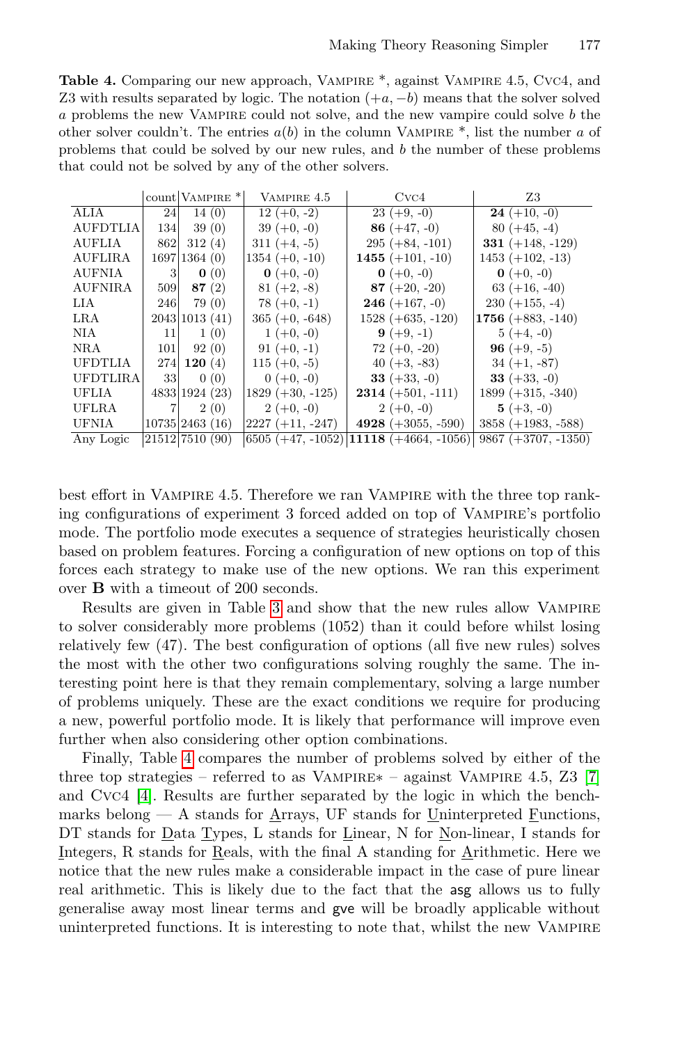**Table 4.** Comparing our new approach, Vampire \*, against Vampire 4.5, Cvc4, and Z3 with results separated by logic. The notation (+a, −b) means that the solver solved a problems the new Vampire could not solve, and the new vampire could solve b the other solver couldn't. The entries a(b) in the column Vampire \*, list the number a of problems that could be solved by our new rules, and b the number of these problems that could not be solved by any of the other solvers.

| | count | Vampire * | Vampire 4.5 | Cvc4 | Z3 |
|---|---|---|---|---|---|
| ALIA | 24 | 14 (0) | 12 (+0, -2) | 23 (+9, -0) | **24** (+10, -0) |
| AUFDTLIA | 134 | 39 (0) | 39 (+0, -0) | **86** (+47, -0) | 80 (+45, -4) |
| AUFLIA | 862 | 312 (4) | 311 (+4, -5) | 295 (+84, -101) | **331** (+148, -129) |
| AUFLIRA | 1697 | 1364 (0) | 1354 (+0, -10) | **1455** (+101, -10) | 1453 (+102, -13) |
| AUFNIA | 3 | **0** (0) | **0** (+0, -0) | **0** (+0, -0) | **0** (+0, -0) |
| AUFNIRA | 509 | **87** (2) | 81 (+2, -8) | **87** (+20, -20) | 63 (+16, -40) |
| LIA | 246 | 79 (0) | 78 (+0, -1) | **246** (+167, -0) | 230 (+155, -4) |
| LRA | 2043 | 1013 (41) | 365 (+0, -648) | 1528 (+635, -120) | **1756** (+883, -140) |
| NIA | 11 | 1 (0) | 1 (+0, -0) | **9** (+9, -1) | 5 (+4, -0) |
| NRA | 101 | 92 (0) | 91 (+0, -1) | 72 (+0, -20) | **96** (+9, -5) |
| UFDTLIA | 274 | **120** (4) | 115 (+0, -5) | 40 (+3, -83) | 34 (+1, -87) |
| UFDTLIRA | 33 | 0 (0) | 0 (+0, -0) | **33** (+33, -0) | **33** (+33, -0) |
| UFLIA | 4833 | 1924 (23) | 1829 (+30, -125) | **2314** (+501, -111) | 1899 (+315, -340) |
| UFLRA | 7 | 2 (0) | 2 (+0, -0) | 2 (+0, -0) | **5** (+3, -0) |
| UFNIA | 10735 | 2463 (16) | 2227 (+11, -247) | **4928** (+3055, -590) | 3858 (+1983, -588) |
| Any Logic | 21512 | 7510 (90) | 6505 (+47, -1052) | **11118** (+4664, -1056) | 9867 (+3707, -1350) |

best effort in Vampire 4.5. Therefore we ran Vampire with the three top ranking configurations of experiment 3 forced added on top of Vampire's portfolio mode. The portfolio mode executes a sequence of strategies heuristically chosen based on problem features. Forcing a configuration of new options on top of this forces each strategy to make use of the new options. We ran this experiment over **B** with a timeout of 200 seconds.

Results are given in Table 3 and show that the new rules allow Vampire to solver considerably more problems (1052) than it could before whilst losing relatively few (47). The best configuration of options (all five new rules) solves the most with the other two configurations solving roughly the same. The interesting point here is that they remain complementary, solving a large number of problems uniquely. These are the exact conditions we require for producing a new, powerful portfolio mode. It is likely that performance will improve even further when also considering other option combinations.

Finally, Table 4 compares the number of problems solved by either of the three top strategies – referred to as Vampire∗ – against Vampire 4.5, Z3 [7] and Cvc4 [4]. Results are further separated by the logic in which the benchmarks belong — A stands for Arrays, UF stands for Uninterpreted Functions, DT stands for Data Types, L stands for Linear, N for Non-linear, I stands for Integers, R stands for Reals, with the final A standing for Arithmetic. Here we notice that the new rules make a considerable impact in the case of pure linear real arithmetic. This is likely due to the fact that the asg allows us to fully generalise away most linear terms and gve will be broadly applicable without uninterpreted functions. It is interesting to note that, whilst the new Vampire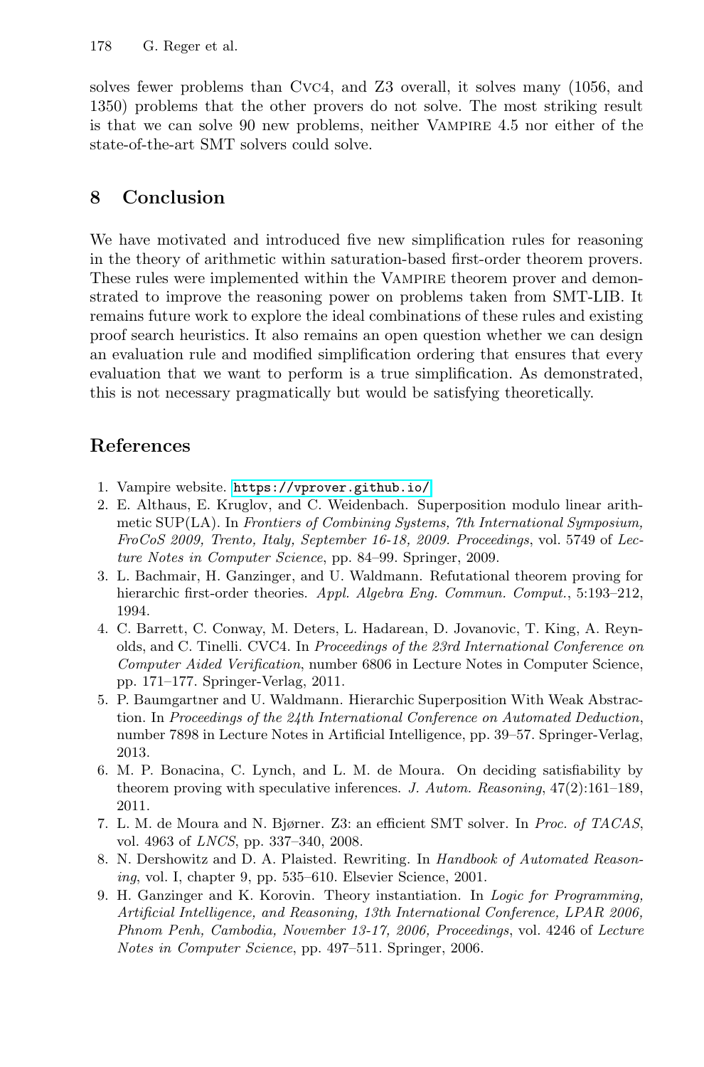solves fewer problems than Cvc4, and Z3 overall, it solves many (1056, and 1350) problems that the other provers do not solve. The most striking result is that we can solve 90 new problems, neither Vampire 4.5 nor either of the state-of-the-art SMT solvers could solve.

## 8 Conclusion

We have motivated and introduced five new simplification rules for reasoning in the theory of arithmetic within saturation-based first-order theorem provers. These rules were implemented within the Vampire theorem prover and demonstrated to improve the reasoning power on problems taken from SMT-LIB. It remains future work to explore the ideal combinations of these rules and existing proof search heuristics. It also remains an open question whether we can design an evaluation rule and modified simplification ordering that ensures that every evaluation that we want to perform is a true simplification. As demonstrated, this is not necessary pragmatically but would be satisfying theoretically.

## References

1. Vampire website. https://vprover.github.io/
2. E. Althaus, E. Kruglov, and C. Weidenbach. Superposition modulo linear arithmetic SUP(LA). In *Frontiers of Combining Systems, 7th International Symposium, FroCoS 2009, Trento, Italy, September 16-18, 2009. Proceedings*, vol. 5749 of *Lecture Notes in Computer Science*, pp. 84–99. Springer, 2009.
3. L. Bachmair, H. Ganzinger, and U. Waldmann. Refutational theorem proving for hierarchic first-order theories. *Appl. Algebra Eng. Commun. Comput.*, 5:193–212, 1994.
4. C. Barrett, C. Conway, M. Deters, L. Hadarean, D. Jovanovic, T. King, A. Reynolds, and C. Tinelli. CVC4. In *Proceedings of the 23rd International Conference on Computer Aided Verification*, number 6806 in Lecture Notes in Computer Science, pp. 171–177. Springer-Verlag, 2011.
5. P. Baumgartner and U. Waldmann. Hierarchic Superposition With Weak Abstraction. In *Proceedings of the 24th International Conference on Automated Deduction*, number 7898 in Lecture Notes in Artificial Intelligence, pp. 39–57. Springer-Verlag, 2013.
6. M. P. Bonacina, C. Lynch, and L. M. de Moura. On deciding satisfiability by theorem proving with speculative inferences. *J. Autom. Reasoning*, 47(2):161–189, 2011.
7. L. M. de Moura and N. Bjørner. Z3: an efficient SMT solver. In *Proc. of TACAS*, vol. 4963 of *LNCS*, pp. 337–340, 2008.
8. N. Dershowitz and D. A. Plaisted. Rewriting. In *Handbook of Automated Reasoning*, vol. I, chapter 9, pp. 535–610. Elsevier Science, 2001.
9. H. Ganzinger and K. Korovin. Theory instantiation. In *Logic for Programming, Artificial Intelligence, and Reasoning, 13th International Conference, LPAR 2006, Phnom Penh, Cambodia, November 13-17, 2006, Proceedings*, vol. 4246 of *Lecture Notes in Computer Science*, pp. 497–511. Springer, 2006.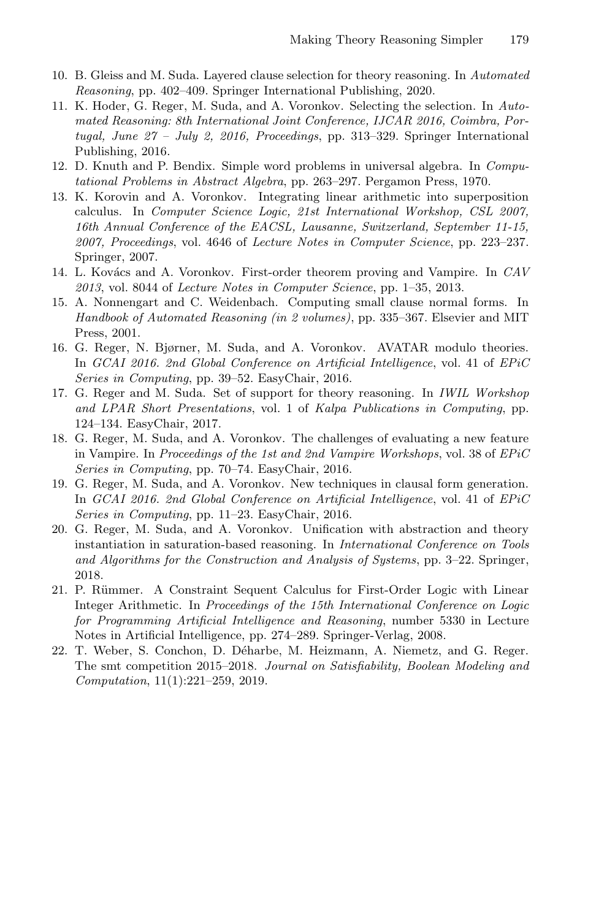10. B. Gleiss and M. Suda. Layered clause selection for theory reasoning. In *Automated Reasoning*, pp. 402–409. Springer International Publishing, 2020.
11. K. Hoder, G. Reger, M. Suda, and A. Voronkov. Selecting the selection. In *Automated Reasoning: 8th International Joint Conference, IJCAR 2016, Coimbra, Portugal, June 27 – July 2, 2016, Proceedings*, pp. 313–329. Springer International Publishing, 2016.
12. D. Knuth and P. Bendix. Simple word problems in universal algebra. In *Computational Problems in Abstract Algebra*, pp. 263–297. Pergamon Press, 1970.
13. K. Korovin and A. Voronkov. Integrating linear arithmetic into superposition calculus. In *Computer Science Logic, 21st International Workshop, CSL 2007, 16th Annual Conference of the EACSL, Lausanne, Switzerland, September 11-15, 2007, Proceedings*, vol. 4646 of *Lecture Notes in Computer Science*, pp. 223–237. Springer, 2007.
14. L. Kovács and A. Voronkov. First-order theorem proving and Vampire. In *CAV 2013*, vol. 8044 of *Lecture Notes in Computer Science*, pp. 1–35, 2013.
15. A. Nonnengart and C. Weidenbach. Computing small clause normal forms. In *Handbook of Automated Reasoning (in 2 volumes)*, pp. 335–367. Elsevier and MIT Press, 2001.
16. G. Reger, N. Bjørner, M. Suda, and A. Voronkov. AVATAR modulo theories. In *GCAI 2016. 2nd Global Conference on Artificial Intelligence*, vol. 41 of *EPiC Series in Computing*, pp. 39–52. EasyChair, 2016.
17. G. Reger and M. Suda. Set of support for theory reasoning. In *IWIL Workshop and LPAR Short Presentations*, vol. 1 of *Kalpa Publications in Computing*, pp. 124–134. EasyChair, 2017.
18. G. Reger, M. Suda, and A. Voronkov. The challenges of evaluating a new feature in Vampire. In *Proceedings of the 1st and 2nd Vampire Workshops*, vol. 38 of *EPiC Series in Computing*, pp. 70–74. EasyChair, 2016.
19. G. Reger, M. Suda, and A. Voronkov. New techniques in clausal form generation. In *GCAI 2016. 2nd Global Conference on Artificial Intelligence*, vol. 41 of *EPiC Series in Computing*, pp. 11–23. EasyChair, 2016.
20. G. Reger, M. Suda, and A. Voronkov. Unification with abstraction and theory instantiation in saturation-based reasoning. In *International Conference on Tools and Algorithms for the Construction and Analysis of Systems*, pp. 3–22. Springer, 2018.
21. P. Rümmer. A Constraint Sequent Calculus for First-Order Logic with Linear Integer Arithmetic. In *Proceedings of the 15th International Conference on Logic for Programming Artificial Intelligence and Reasoning*, number 5330 in Lecture Notes in Artificial Intelligence, pp. 274–289. Springer-Verlag, 2008.
22. T. Weber, S. Conchon, D. Déharbe, M. Heizmann, A. Niemetz, and G. Reger. The smt competition 2015–2018. *Journal on Satisfiability, Boolean Modeling and Computation*, 11(1):221–259, 2019.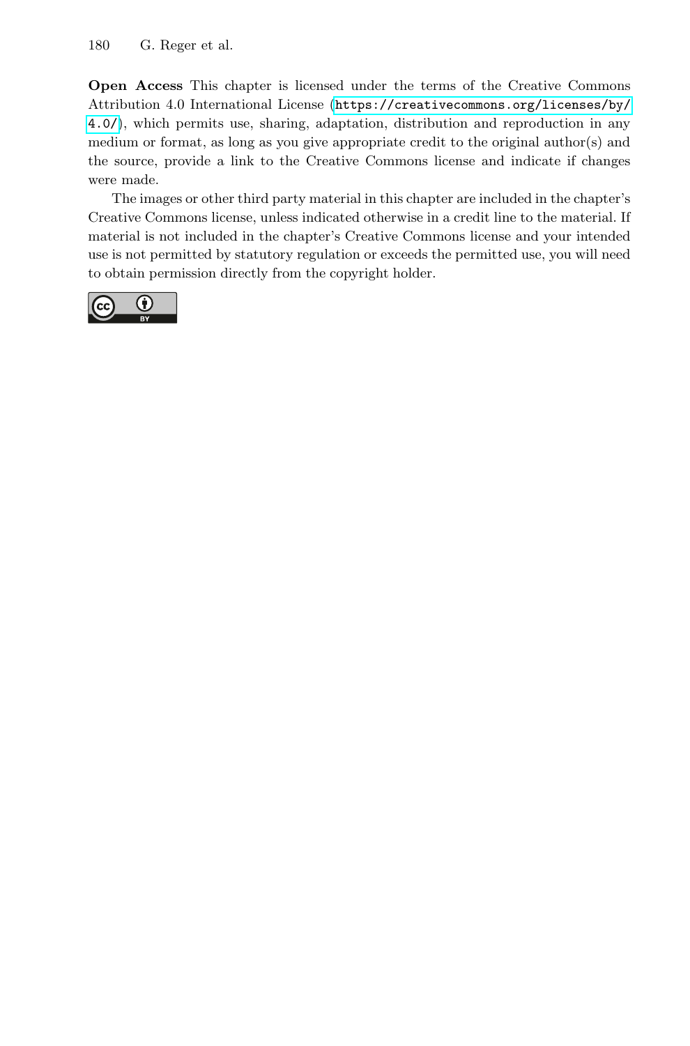**Open Access** This chapter is licensed under the terms of the Creative Commons Attribution 4.0 International License (https://creativecommons.org/licenses/by/4.0/), which permits use, sharing, adaptation, distribution and reproduction in any medium or format, as long as you give appropriate credit to the original author(s) and the source, provide a link to the Creative Commons license and indicate if changes were made.

The images or other third party material in this chapter are included in the chapter's Creative Commons license, unless indicated otherwise in a credit line to the material. If material is not included in the chapter's Creative Commons license and your intended use is not permitted by statutory regulation or exceeds the permitted use, you will need to obtain permission directly from the copyright holder.